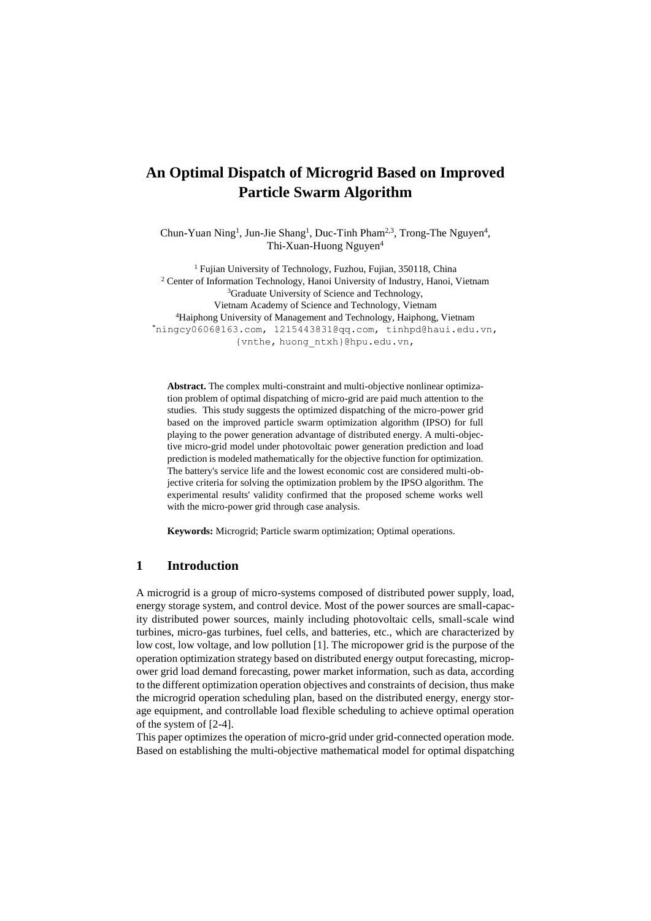# An Optimal Dispatch of Microgrid Based on Improved Particle Swarm Algorithm

Chun-Yuan Ning[1], Jun-Jie Shang[1], Duc-Tinh Pham[2,3], Trong-The Nguyen[4], Thi-Xuan-Huong Nguyen[4]

[1] Fujian University of Technology, Fuzhou, Fujian, 350118, China
[2] Center of Information Technology, Hanoi University of Industry, Hanoi, Vietnam
[3]Graduate University of Science and Technology, Vietnam Academy of Science and Technology, Vietnam
[4]Haiphong University of Management and Technology, Haiphong, Vietnam
*ningcy0606@163.com, 1215443831@qq.com, tinhpd@haui.edu.vn, {vnthe, huong_ntxh}@hpu.edu.vn,

**Abstract.** The complex multi-constraint and multi-objective nonlinear optimization problem of optimal dispatching of micro-grid are paid much attention to the studies. This study suggests the optimized dispatching of the micro-power grid based on the improved particle swarm optimization algorithm (IPSO) for full playing to the power generation advantage of distributed energy. A multi-objective micro-grid model under photovoltaic power generation prediction and load prediction is modeled mathematically for the objective function for optimization. The battery's service life and the lowest economic cost are considered multi-objective criteria for solving the optimization problem by the IPSO algorithm. The experimental results' validity confirmed that the proposed scheme works well with the micro-power grid through case analysis.

**Keywords:** Microgrid; Particle swarm optimization; Optimal operations.

## 1 Introduction

A microgrid is a group of micro-systems composed of distributed power supply, load, energy storage system, and control device. Most of the power sources are small-capacity distributed power sources, mainly including photovoltaic cells, small-scale wind turbines, micro-gas turbines, fuel cells, and batteries, etc., which are characterized by low cost, low voltage, and low pollution [1]. The micropower grid is the purpose of the operation optimization strategy based on distributed energy output forecasting, micropower grid load demand forecasting, power market information, such as data, according to the different optimization operation objectives and constraints of decision, thus make the microgrid operation scheduling plan, based on the distributed energy, energy storage equipment, and controllable load flexible scheduling to achieve optimal operation of the system of [2-4].

This paper optimizes the operation of micro-grid under grid-connected operation mode. Based on establishing the multi-objective mathematical model for optimal dispatching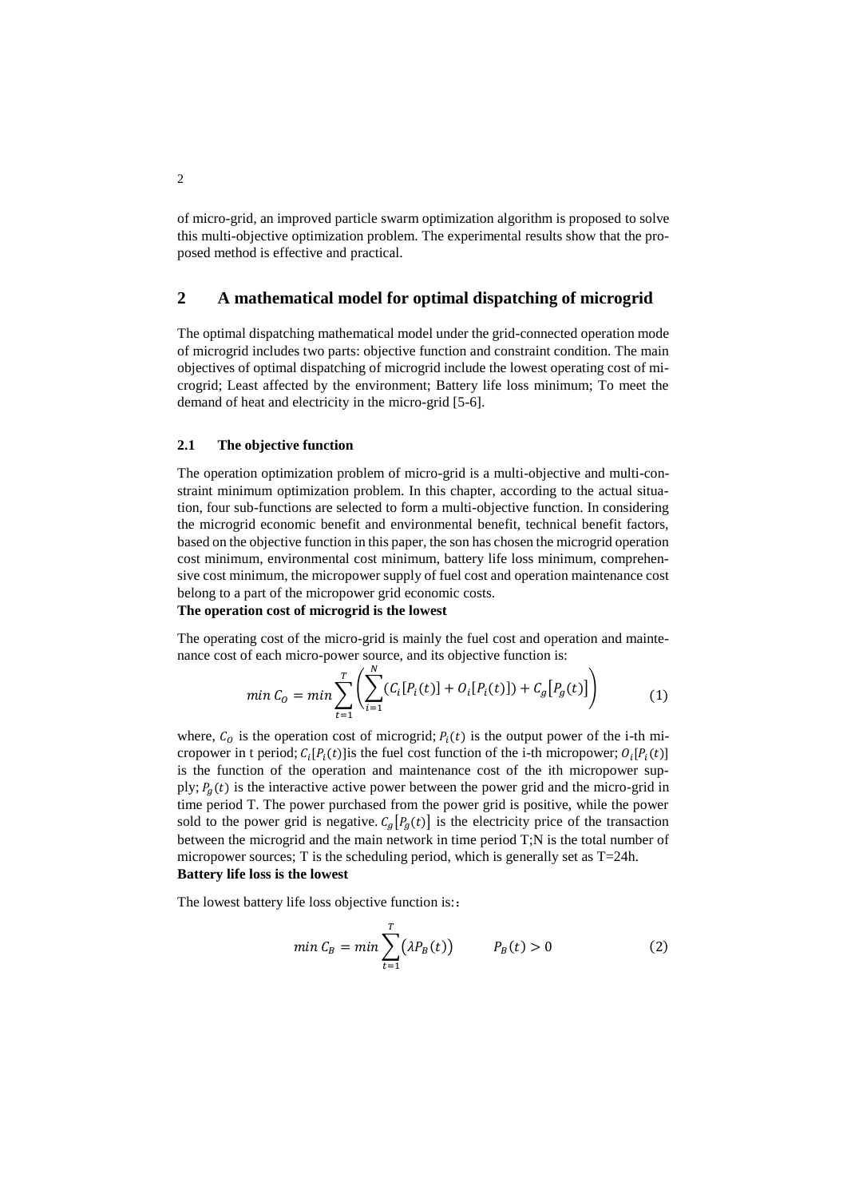of micro-grid, an improved particle swarm optimization algorithm is proposed to solve this multi-objective optimization problem. The experimental results show that the proposed method is effective and practical.

## 2 A mathematical model for optimal dispatching of microgrid

The optimal dispatching mathematical model under the grid-connected operation mode of microgrid includes two parts: objective function and constraint condition. The main objectives of optimal dispatching of microgrid include the lowest operating cost of microgrid; Least affected by the environment; Battery life loss minimum; To meet the demand of heat and electricity in the micro-grid [5-6].

### 2.1 The objective function

The operation optimization problem of micro-grid is a multi-objective and multi-constraint minimum optimization problem. In this chapter, according to the actual situation, four sub-functions are selected to form a multi-objective function. In considering the microgrid economic benefit and environmental benefit, technical benefit factors, based on the objective function in this paper, the son has chosen the microgrid operation cost minimum, environmental cost minimum, battery life loss minimum, comprehensive cost minimum, the micropower supply of fuel cost and operation maintenance cost belong to a part of the micropower grid economic costs.

**The operation cost of microgrid is the lowest**

The operating cost of the micro-grid is mainly the fuel cost and operation and maintenance cost of each micro-power source, and its objective function is:

$$min\ C_O = min \sum_{t=1}^{T} \left( \sum_{i=1}^{N} (C_i[P_i(t)] + O_i[P_i(t)]) + C_g\left[P_g(t)\right] \right) \tag{1}$$

where, $C_O$ is the operation cost of microgrid; $P_i(t)$ is the output power of the i-th micropower in t period; $C_i[P_i(t)]$is the fuel cost function of the i-th micropower; $O_i[P_i(t)]$ is the function of the operation and maintenance cost of the ith micropower supply; $P_g(t)$ is the interactive active power between the power grid and the micro-grid in time period T. The power purchased from the power grid is positive, while the power sold to the power grid is negative. $C_g\left[P_g(t)\right]$ is the electricity price of the transaction between the microgrid and the main network in time period T;N is the total number of micropower sources; T is the scheduling period, which is generally set as T=24h.

**Battery life loss is the lowest**

The lowest battery life loss objective function is::

$$min\ C_B = min \sum_{t=1}^{T} \left(\lambda P_B(t)\right) \qquad P_B(t) > 0 \tag{2}$$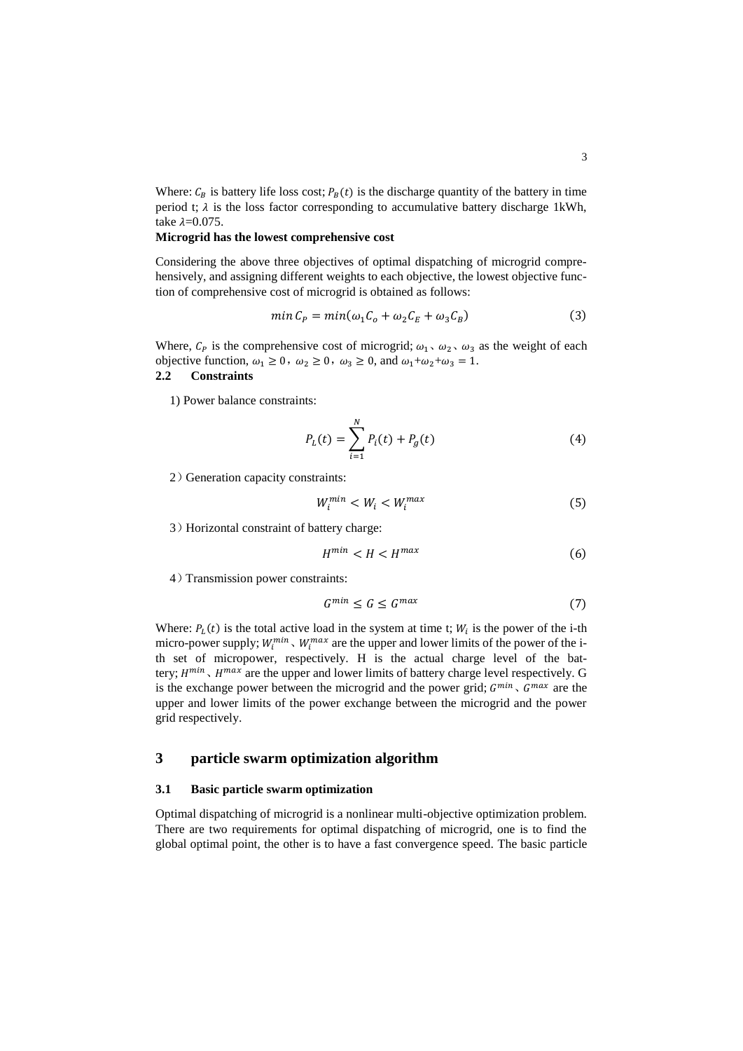Where: $C_B$ is battery life loss cost; $P_B(t)$ is the discharge quantity of the battery in time period t; $\lambda$ is the loss factor corresponding to accumulative battery discharge 1kWh, take $\lambda$=0.075.

**Microgrid has the lowest comprehensive cost**

Considering the above three objectives of optimal dispatching of microgrid comprehensively, and assigning different weights to each objective, the lowest objective function of comprehensive cost of microgrid is obtained as follows:

$$min\, C_P = min(\omega_1 C_o + \omega_2 C_E + \omega_3 C_B) \tag{3}$$

Where, $C_P$ is the comprehensive cost of microgrid; $\omega_1$、$\omega_2$、$\omega_3$ as the weight of each objective function, $\omega_1 \geq 0$，$\omega_2 \geq 0$，$\omega_3 \geq 0$, and $\omega_1$+$\omega_2$+$\omega_3 = 1$.

### 2.2 Constraints

1) Power balance constraints:

$$P_L(t) = \sum_{i=1}^{N} P_i(t) + P_g(t) \tag{4}$$

2）Generation capacity constraints:

$$W_i^{min} < W_i < W_i^{max} \tag{5}$$

3）Horizontal constraint of battery charge:

$$H^{min} < H < H^{max} \tag{6}$$

4）Transmission power constraints:

$$G^{min} \leq G \leq G^{max} \tag{7}$$

Where: $P_L(t)$ is the total active load in the system at time t; $W_i$ is the power of the i-th micro-power supply; $W_i^{min}$、$W_i^{max}$ are the upper and lower limits of the power of the i-th set of micropower, respectively. H is the actual charge level of the battery; $H^{min}$、$H^{max}$ are the upper and lower limits of battery charge level respectively. G is the exchange power between the microgrid and the power grid; $G^{min}$、$G^{max}$ are the upper and lower limits of the power exchange between the microgrid and the power grid respectively.

## 3 particle swarm optimization algorithm

### 3.1 Basic particle swarm optimization

Optimal dispatching of microgrid is a nonlinear multi-objective optimization problem. There are two requirements for optimal dispatching of microgrid, one is to find the global optimal point, the other is to have a fast convergence speed. The basic particle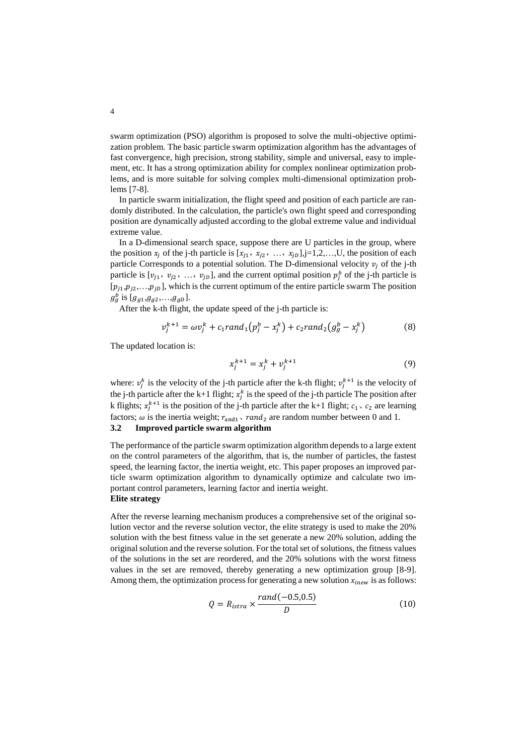swarm optimization (PSO) algorithm is proposed to solve the multi-objective optimization problem. The basic particle swarm optimization algorithm has the advantages of fast convergence, high precision, strong stability, simple and universal, easy to implement, etc. It has a strong optimization ability for complex nonlinear optimization problems, and is more suitable for solving complex multi-dimensional optimization problems [7-8].

In particle swarm initialization, the flight speed and position of each particle are randomly distributed. In the calculation, the particle's own flight speed and corresponding position are dynamically adjusted according to the global extreme value and individual extreme value.

In a D-dimensional search space, suppose there are U particles in the group, where the position $x_j$ of the j-th particle is $[x_{j1}, x_{j2}, \ldots, x_{jD}]$,j=1,2,…,U, the position of each particle Corresponds to a potential solution. The D-dimensional velocity $v_j$ of the j-th particle is $[v_{j1}, v_{j2}, \ldots, v_{jD}]$, and the current optimal position $p_j^b$ of the j-th particle is $[p_{j1}, p_{j2}, \ldots, p_{jD}]$, which is the current optimum of the entire particle swarm The position $g_g^b$ is $[g_{g1}, g_{g2}, \ldots, g_{gD}]$.

After the k-th flight, the update speed of the j-th particle is:

$$v_j^{k+1} = \omega v_j^k + c_1 rand_1 \left(p_j^b - x_j^k\right) + c_2 rand_2 \left(g_g^b - x_j^k\right) \tag{8}$$

The updated location is:

$$x_j^{k+1} = x_j^k + v_j^{k+1} \tag{9}$$

where: $v_j^k$ is the velocity of the j-th particle after the k-th flight; $v_j^{k+1}$ is the velocity of the j-th particle after the k+1 flight; $x_j^k$ is the speed of the j-th particle The position after k flights; $x_j^{k+1}$ is the position of the j-th particle after the k+1 flight; $c_1$、$c_2$ are learning factors; $\omega$ is the inertia weight; $r_{\text{and}1}$、$rand_2$ are random number between 0 and 1.

### 3.2 Improved particle swarm algorithm

The performance of the particle swarm optimization algorithm depends to a large extent on the control parameters of the algorithm, that is, the number of particles, the fastest speed, the learning factor, the inertia weight, etc. This paper proposes an improved particle swarm optimization algorithm to dynamically optimize and calculate two important control parameters, learning factor and inertia weight.

**Elite strategy**

After the reverse learning mechanism produces a comprehensive set of the original solution vector and the reverse solution vector, the elite strategy is used to make the 20% solution with the best fitness value in the set generate a new 20% solution, adding the original solution and the reverse solution. For the total set of solutions, the fitness values of the solutions in the set are reordered, and the 20% solutions with the worst fitness values in the set are removed, thereby generating a new optimization group [8-9]. Among them, the optimization process for generating a new solution $x_{inew}$ is as follows:

$$Q = R_{istra} \times \frac{rand(-0.5, 0.5)}{D} \tag{10}$$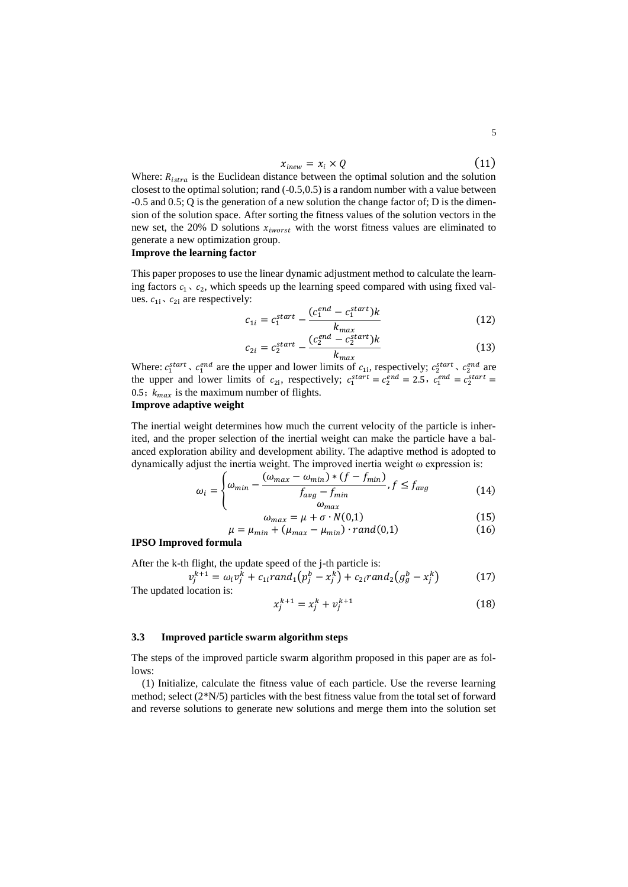$$x_{inew} = x_i \times Q \tag{11}$$

Where: $R_{istra}$ is the Euclidean distance between the optimal solution and the solution closest to the optimal solution; rand (-0.5,0.5) is a random number with a value between -0.5 and 0.5; Q is the generation of a new solution the change factor of; D is the dimension of the solution space. After sorting the fitness values of the solution vectors in the new set, the 20% D solutions $x_{iworst}$ with the worst fitness values are eliminated to generate a new optimization group.

**Improve the learning factor**

This paper proposes to use the linear dynamic adjustment method to calculate the learning factors $c_1$、$c_2$, which speeds up the learning speed compared with using fixed values. $c_{1i}$、$c_{2i}$ are respectively:

$$c_{1i} = c_1^{start} - \frac{(c_1^{end} - c_1^{start})k}{k_{max}} \tag{12}$$

$$c_{2i} = c_2^{start} - \frac{(c_2^{end} - c_2^{start})k}{k_{max}} \tag{13}$$

Where: $c_1^{start}$、$c_1^{end}$ are the upper and lower limits of $c_{1i}$, respectively; $c_2^{start}$、$c_2^{end}$ are the upper and lower limits of $c_{2i}$, respectively; $c_1^{start} = c_2^{end} = 2.5$，$c_1^{end} = c_2^{start} = 0.5$；$k_{max}$ is the maximum number of flights.

**Improve adaptive weight**

The inertial weight determines how much the current velocity of the particle is inherited, and the proper selection of the inertial weight can make the particle have a balanced exploration ability and development ability. The adaptive method is adopted to dynamically adjust the inertia weight. The improved inertia weight ω expression is:

$$\omega_i = \begin{cases} \omega_{min} - \dfrac{(\omega_{max} - \omega_{min}) * (f - f_{min})}{f_{avg} - f_{min}}, f \le f_{avg} \\ \omega_{max} \end{cases} \tag{14}$$

$$\omega_{max} = \mu + \sigma \cdot N(0,1) \tag{15}$$

$$\mu = \mu_{min} + (\mu_{max} - \mu_{min}) \cdot rand(0,1) \tag{16}$$

**IPSO Improved formula**

After the k-th flight, the update speed of the j-th particle is:

$$v_j^{k+1} = \omega_i v_j^k + c_{1i} rand_1 (p_j^b - x_j^k) + c_{2i} rand_2 (g_g^b - x_j^k) \tag{17}$$

The updated location is:

$$x_j^{k+1} = x_j^k + v_j^{k+1} \tag{18}$$

### 3.3 Improved particle swarm algorithm steps

The steps of the improved particle swarm algorithm proposed in this paper are as follows:

(1) Initialize, calculate the fitness value of each particle. Use the reverse learning method; select (2*N/5) particles with the best fitness value from the total set of forward and reverse solutions to generate new solutions and merge them into the solution set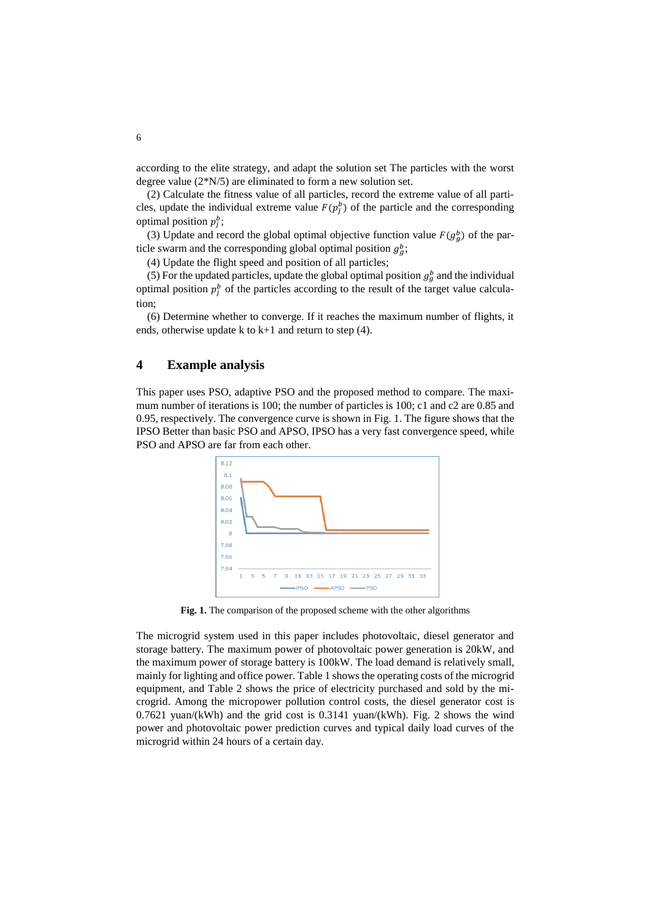according to the elite strategy, and adapt the solution set The particles with the worst degree value (2*N/5) are eliminated to form a new solution set.

(2) Calculate the fitness value of all particles, record the extreme value of all particles, update the individual extreme value $F(p_j^b)$ of the particle and the corresponding optimal position $p_j^b$;

(3) Update and record the global optimal objective function value $F(g_g^b)$ of the particle swarm and the corresponding global optimal position $g_g^b$;

(4) Update the flight speed and position of all particles;

(5) For the updated particles, update the global optimal position $g_g^b$ and the individual optimal position $p_j^b$ of the particles according to the result of the target value calculation;

(6) Determine whether to converge. If it reaches the maximum number of flights, it ends, otherwise update k to k+1 and return to step (4).

## 4 Example analysis

This paper uses PSO, adaptive PSO and the proposed method to compare. The maximum number of iterations is 100; the number of particles is 100; c1 and c2 are 0.85 and 0.95, respectively. The convergence curve is shown in Fig. 1. The figure shows that the IPSO Better than basic PSO and APSO, IPSO has a very fast convergence speed, while PSO and APSO are far from each other.

**Fig. 1.** The comparison of the proposed scheme with the other algorithms

The microgrid system used in this paper includes photovoltaic, diesel generator and storage battery. The maximum power of photovoltaic power generation is 20kW, and the maximum power of storage battery is 100kW. The load demand is relatively small, mainly for lighting and office power. Table 1 shows the operating costs of the microgrid equipment, and Table 2 shows the price of electricity purchased and sold by the microgrid. Among the micropower pollution control costs, the diesel generator cost is 0.7621 yuan/(kWh) and the grid cost is 0.3141 yuan/(kWh). Fig. 2 shows the wind power and photovoltaic power prediction curves and typical daily load curves of the microgrid within 24 hours of a certain day.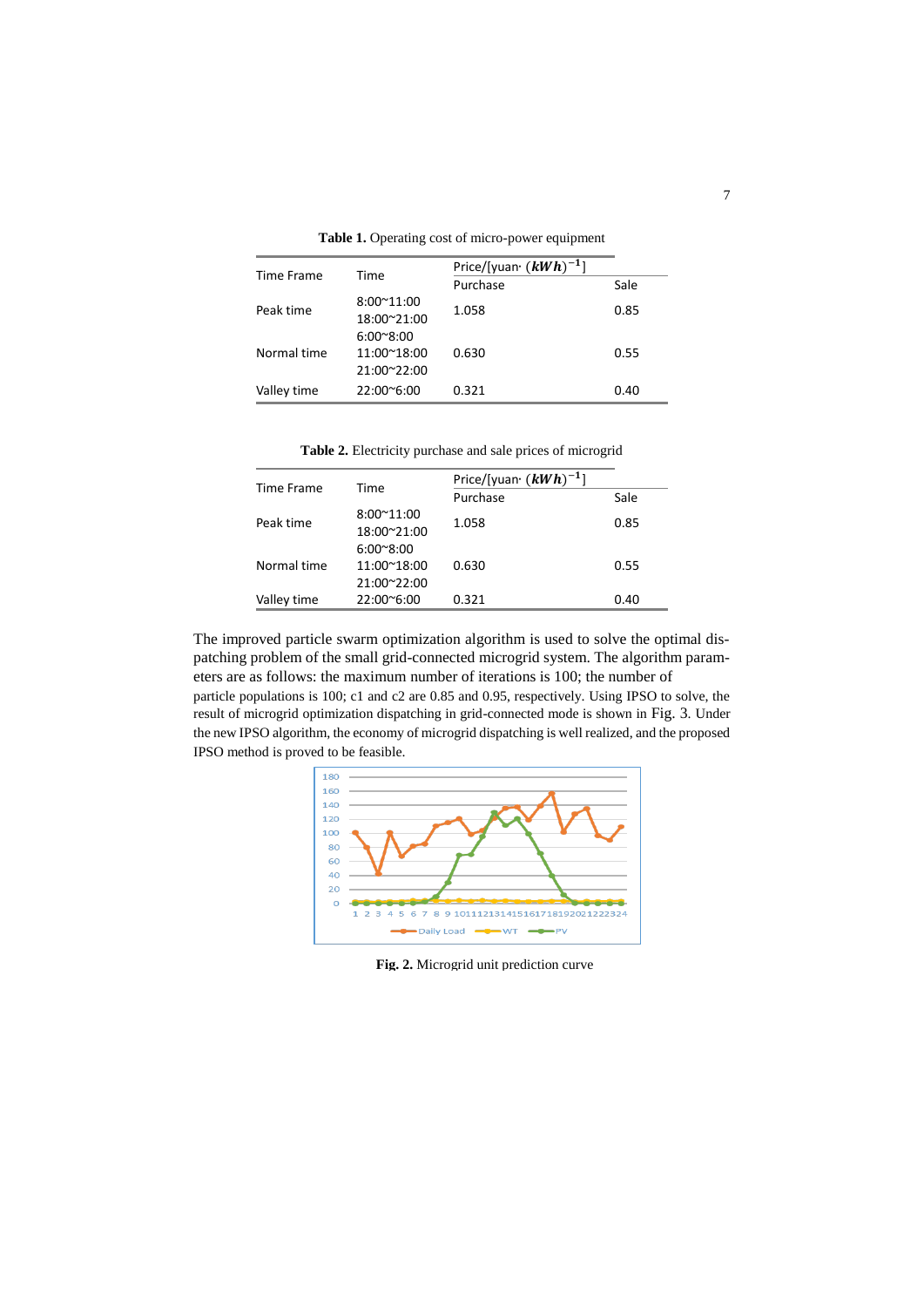**Table 1.** Operating cost of micro-power equipment

| Time Frame | Time | Price/[yuan· $(kWh)^{-1}$] | |
|---|---|---|---|
| | | Purchase | Sale |
| Peak time | 8:00~11:00<br>18:00~21:00 | 1.058 | 0.85 |
| Normal time | 6:00~8:00<br>11:00~18:00<br>21:00~22:00 | 0.630 | 0.55 |
| Valley time | 22:00~6:00 | 0.321 | 0.40 |

**Table 2.** Electricity purchase and sale prices of microgrid

| Time Frame | Time | Price/[yuan· $(kWh)^{-1}$] | |
|---|---|---|---|
| | | Purchase | Sale |
| Peak time | 8:00~11:00<br>18:00~21:00 | 1.058 | 0.85 |
| Normal time | 6:00~8:00<br>11:00~18:00<br>21:00~22:00 | 0.630 | 0.55 |
| Valley time | 22:00~6:00 | 0.321 | 0.40 |

The improved particle swarm optimization algorithm is used to solve the optimal dispatching problem of the small grid-connected microgrid system. The algorithm parameters are as follows: the maximum number of iterations is 100; the number of particle populations is 100; c1 and c2 are 0.85 and 0.95, respectively. Using IPSO to solve, the result of microgrid optimization dispatching in grid-connected mode is shown in Fig. 3. Under the new IPSO algorithm, the economy of microgrid dispatching is well realized, and the proposed IPSO method is proved to be feasible.

**Fig. 2.** Microgrid unit prediction curve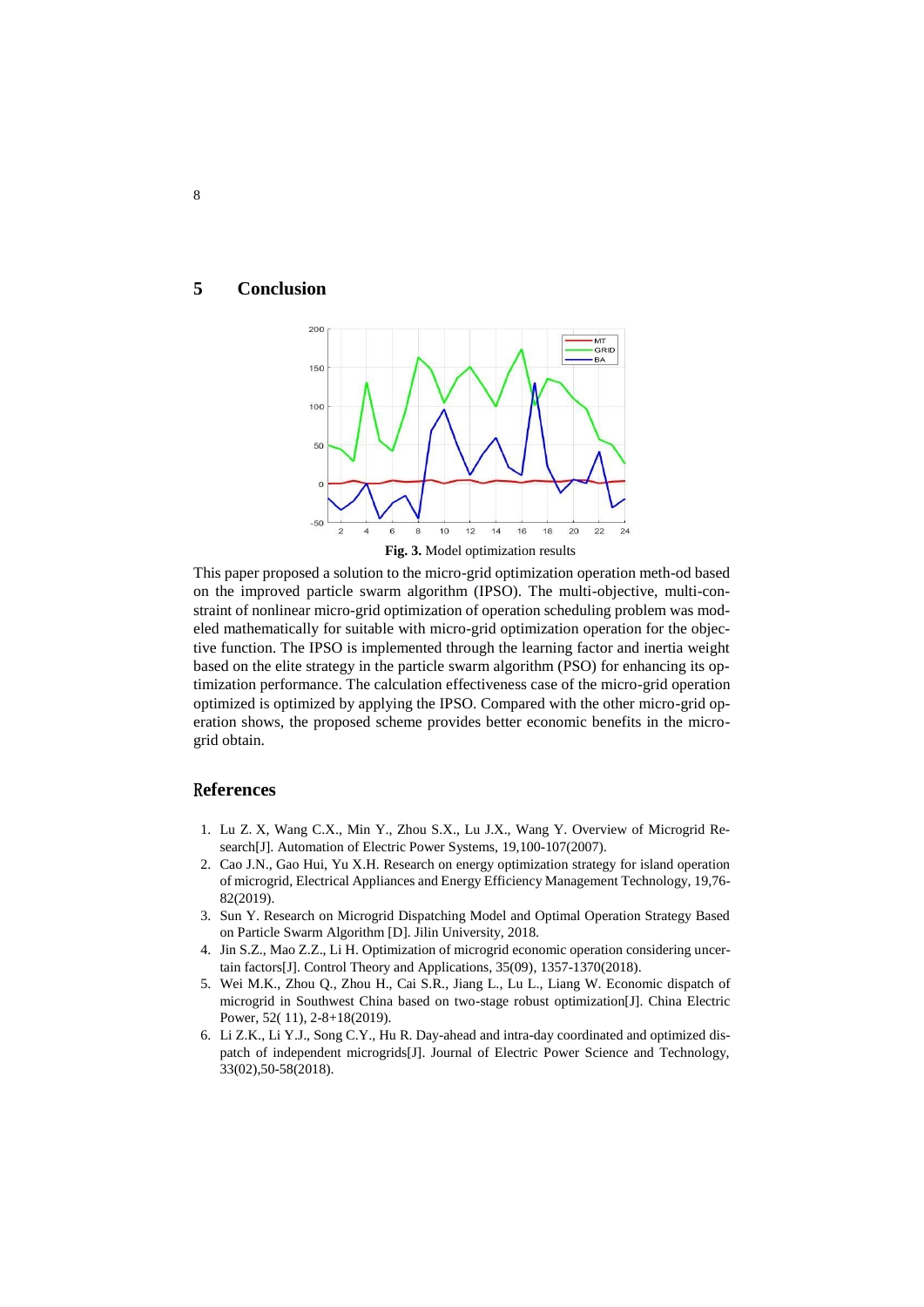## 5 Conclusion

**Fig. 3.** Model optimization results

This paper proposed a solution to the micro-grid optimization operation meth-od based on the improved particle swarm algorithm (IPSO). The multi-objective, multi-constraint of nonlinear micro-grid optimization of operation scheduling problem was modeled mathematically for suitable with micro-grid optimization operation for the objective function. The IPSO is implemented through the learning factor and inertia weight based on the elite strategy in the particle swarm algorithm (PSO) for enhancing its optimization performance. The calculation effectiveness case of the micro-grid operation optimized is optimized by applying the IPSO. Compared with the other micro-grid operation shows, the proposed scheme provides better economic benefits in the micro-grid obtain.

## References

1. Lu Z. X, Wang C.X., Min Y., Zhou S.X., Lu J.X., Wang Y. Overview of Microgrid Research[J]. Automation of Electric Power Systems, 19,100-107(2007).
2. Cao J.N., Gao Hui, Yu X.H. Research on energy optimization strategy for island operation of microgrid, Electrical Appliances and Energy Efficiency Management Technology, 19,76-82(2019).
3. Sun Y. Research on Microgrid Dispatching Model and Optimal Operation Strategy Based on Particle Swarm Algorithm [D]. Jilin University, 2018.
4. Jin S.Z., Mao Z.Z., Li H. Optimization of microgrid economic operation considering uncertain factors[J]. Control Theory and Applications, 35(09), 1357-1370(2018).
5. Wei M.K., Zhou Q., Zhou H., Cai S.R., Jiang L., Lu L., Liang W. Economic dispatch of microgrid in Southwest China based on two-stage robust optimization[J]. China Electric Power, 52( 11), 2-8+18(2019).
6. Li Z.K., Li Y.J., Song C.Y., Hu R. Day-ahead and intra-day coordinated and optimized dispatch of independent microgrids[J]. Journal of Electric Power Science and Technology, 33(02),50-58(2018).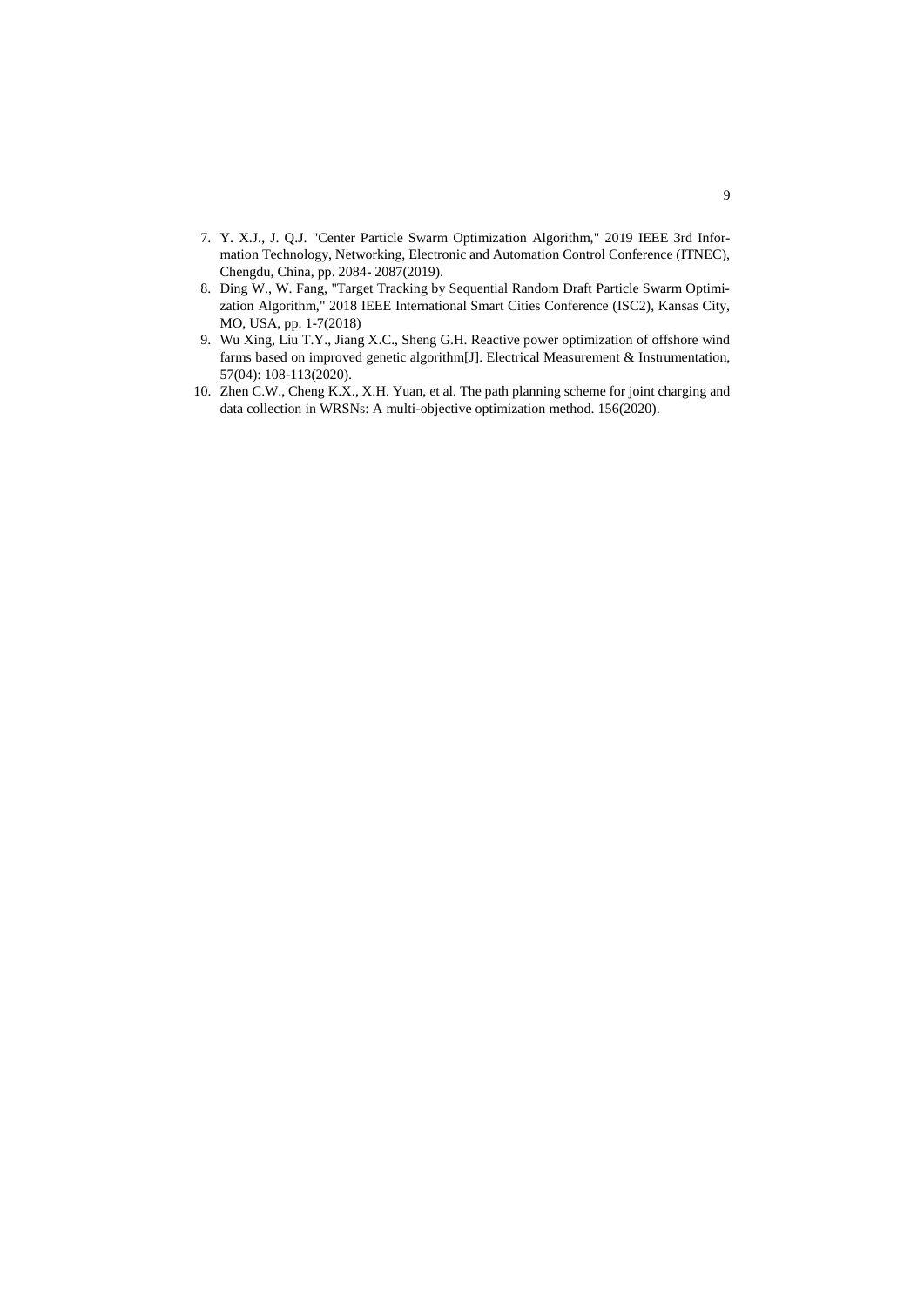7. Y. X.J., J. Q.J. "Center Particle Swarm Optimization Algorithm," 2019 IEEE 3rd Information Technology, Networking, Electronic and Automation Control Conference (ITNEC), Chengdu, China, pp. 2084- 2087(2019).
8. Ding W., W. Fang, "Target Tracking by Sequential Random Draft Particle Swarm Optimization Algorithm," 2018 IEEE International Smart Cities Conference (ISC2), Kansas City, MO, USA, pp. 1-7(2018)
9. Wu Xing, Liu T.Y., Jiang X.C., Sheng G.H. Reactive power optimization of offshore wind farms based on improved genetic algorithm[J]. Electrical Measurement & Instrumentation, 57(04): 108-113(2020).
10. Zhen C.W., Cheng K.X., X.H. Yuan, et al. The path planning scheme for joint charging and data collection in WRSNs: A multi-objective optimization method. 156(2020).